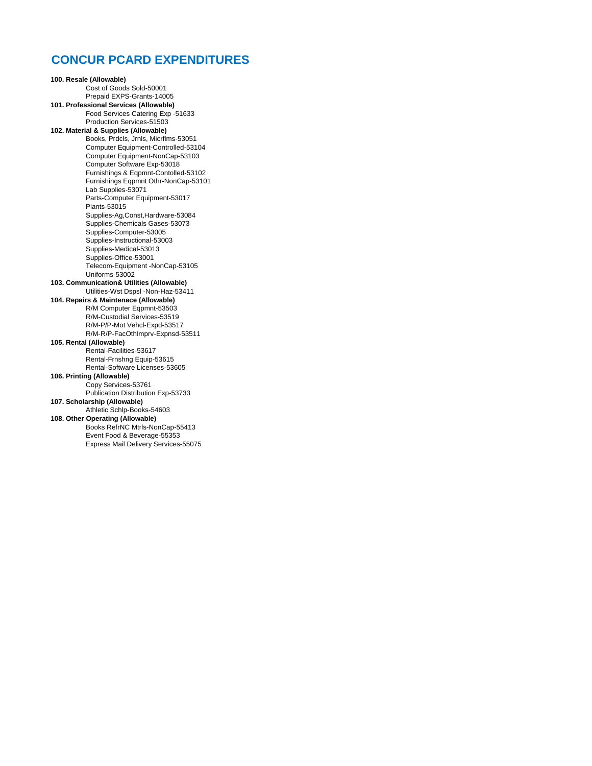# CONCUR PCARD EXPENDITURES

**100. Resale (Allowable)**

- Cost of Goods Sold-50001
- Prepaid EXPS-Grants-14005

**101. Professional Services (Allowable)**

- Food Services Catering Exp -51633
- Production Services-51503

**102. Material & Supplies (Allowable)**

- Books, Prdcls, Jrnls, Micrflms-53051
- Computer Equipment-Controlled-53104
- Computer Equipment-NonCap-53103
- Computer Software Exp-53018
- Furnishings & Eqpmnt-Contolled-53102
- Furnishings Eqpmnt Othr-NonCap-53101
- Lab Supplies-53071
- Parts-Computer Equipment-53017
- Plants-53015
- Supplies-Ag,Const,Hardware-53084
- Supplies-Chemicals Gases-53073
- Supplies-Computer-53005
- Supplies-Instructional-53003
- Supplies-Medical-53013
- Supplies-Office-53001
- Telecom-Equipment -NonCap-53105
- Uniforms-53002

**103. Communication& Utilities (Allowable)**

- Utilities-Wst Dspsl -Non-Haz-53411

**104. Repairs & Maintenace (Allowable)**

- R/M Computer Eqpmnt-53503
- R/M-Custodial Services-53519
- R/M-P/P-Mot Vehcl-Expd-53517
- R/M-R/P-FacOthImprv-Expnsd-53511

**105. Rental (Allowable)**

- Rental-Facilities-53617
- Rental-Frnshng Equip-53615
- Rental-Software Licenses-53605

**106. Printing (Allowable)**

- Copy Services-53761
- Publication Distribution Exp-53733

**107. Scholarship (Allowable)**

- Athletic Schlp-Books-54603

**108. Other Operating (Allowable)**

- Books RefrNC Mtrls-NonCap-55413
- Event Food & Beverage-55353
- Express Mail Delivery Services-55075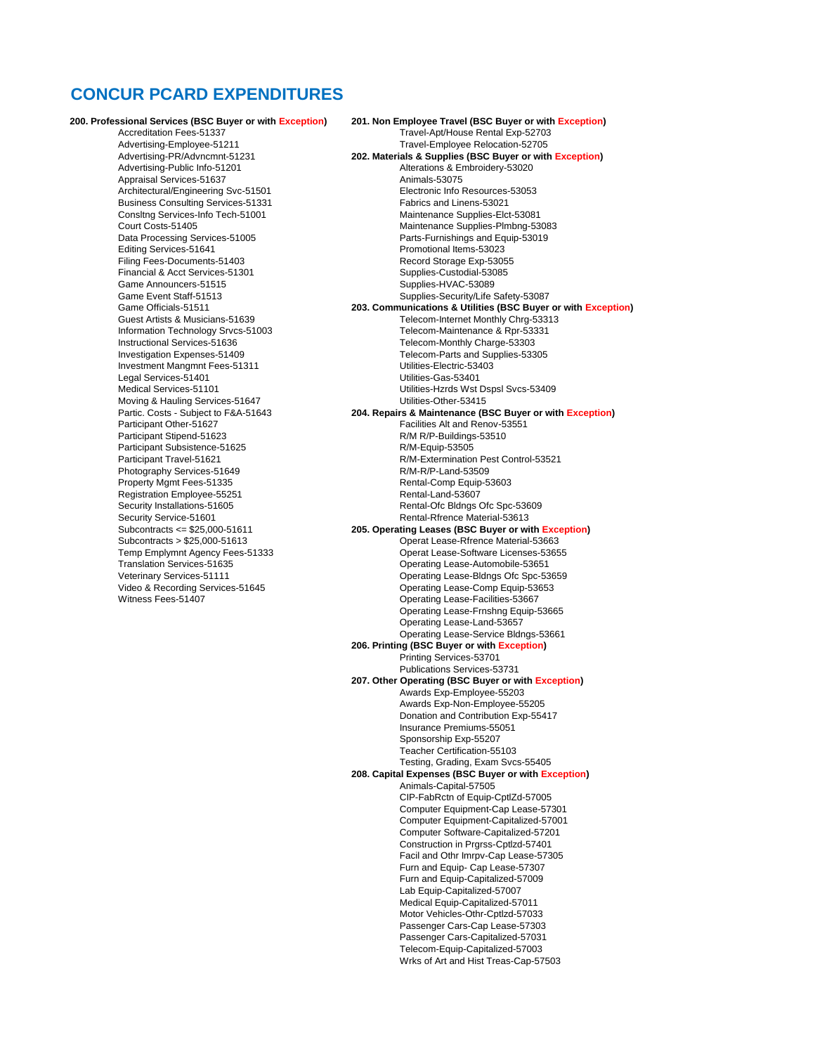# CONCUR PCARD EXPENDITURES

**200. Professional Services (BSC Buyer or with Exception)**

- Accreditation Fees-51337
- Advertising-Employee-51211
- Advertising-PR/Advncmnt-51231
- Advertising-Public Info-51201
- Appraisal Services-51637
- Architectural/Engineering Svc-51501
- Business Consulting Services-51331
- Consltng Services-Info Tech-51001
- Court Costs-51405
- Data Processing Services-51005
- Editing Services-51641
- Filing Fees-Documents-51403
- Financial & Acct Services-51301
- Game Announcers-51515
- Game Event Staff-51513
- Game Officials-51511
- Guest Artists & Musicians-51639
- Information Technology Srvcs-51003
- Instructional Services-51636
- Investigation Expenses-51409
- Investment Mangmnt Fees-51311
- Legal Services-51401
- Medical Services-51101
- Moving & Hauling Services-51647
- Partic. Costs - Subject to F&A-51643
- Participant Other-51627
- Participant Stipend-51623
- Participant Subsistence-51625
- Participant Travel-51621
- Photography Services-51649
- Property Mgmt Fees-51335
- Registration Employee-55251
- Security Installations-51605
- Security Service-51601
- Subcontracts <= $25,000-51611
- Subcontracts > $25,000-51613
- Temp Emplymnt Agency Fees-51333
- Translation Services-51635
- Veterinary Services-51111
- Video & Recording Services-51645
- Witness Fees-51407

**201. Non Employee Travel (BSC Buyer or with Exception)**

- Travel-Apt/House Rental Exp-52703
- Travel-Employee Relocation-52705

**202. Materials & Supplies (BSC Buyer or with Exception)**

- Alterations & Embroidery-53020
- Animals-53075
- Electronic Info Resources-53053
- Fabrics and Linens-53021
- Maintenance Supplies-Elct-53081
- Maintenance Supplies-Plmbng-53083
- Parts-Furnishings and Equip-53019
- Promotional Items-53023
- Record Storage Exp-53055
- Supplies-Custodial-53085
- Supplies-HVAC-53089
- Supplies-Security/Life Safety-53087

**203. Communications & Utilities (BSC Buyer or with Exception)**

- Telecom-Internet Monthly Chrg-53313
- Telecom-Maintenance & Rpr-53331
- Telecom-Monthly Charge-53303
- Telecom-Parts and Supplies-53305
- Utilities-Electric-53403
- Utilities-Gas-53401
- Utilities-Hzrds Wst Dspsl Svcs-53409
- Utilities-Other-53415

**204. Repairs & Maintenance (BSC Buyer or with Exception)**

- Facilities Alt and Renov-53551
- R/M R/P-Buildings-53510
- R/M-Equip-53505
- R/M-Extermination Pest Control-53521
- R/M-R/P-Land-53509
- Rental-Comp Equip-53603
- Rental-Land-53607
- Rental-Ofc Bldngs Ofc Spc-53609
- Rental-Rfrence Material-53613

**205. Operating Leases (BSC Buyer or with Exception)**

- Operat Lease-Rfrence Material-53663
- Operat Lease-Software Licenses-53655
- Operating Lease-Automobile-53651
- Operating Lease-Bldngs Ofc Spc-53659
- Operating Lease-Comp Equip-53653
- Operating Lease-Facilities-53667
- Operating Lease-Frnshng Equip-53665
- Operating Lease-Land-53657
- Operating Lease-Service Bldngs-53661

**206. Printing (BSC Buyer or with Exception)**

- Printing Services-53701
- Publications Services-53731

**207. Other Operating (BSC Buyer or with Exception)**

- Awards Exp-Employee-55203
- Awards Exp-Non-Employee-55205
- Donation and Contribution Exp-55417
- Insurance Premiums-55051
- Sponsorship Exp-55207
- Teacher Certification-55103
- Testing, Grading, Exam Svcs-55405

**208. Capital Expenses (BSC Buyer or with Exception)**

- Animals-Capital-57505
- CIP-FabRctn of Equip-CptlZd-57005
- Computer Equipment-Cap Lease-57301
- Computer Equipment-Capitalized-57001
- Computer Software-Capitalized-57201
- Construction in Prgrss-Cptlzd-57401
- Facil and Othr Imrpv-Cap Lease-57305
- Furn and Equip- Cap Lease-57307
- Furn and Equip-Capitalized-57009
- Lab Equip-Capitalized-57007
- Medical Equip-Capitalized-57011
- Motor Vehicles-Othr-Cptlzd-57033
- Passenger Cars-Cap Lease-57303
- Passenger Cars-Capitalized-57031
- Telecom-Equip-Capitalized-57003
- Wrks of Art and Hist Treas-Cap-57503